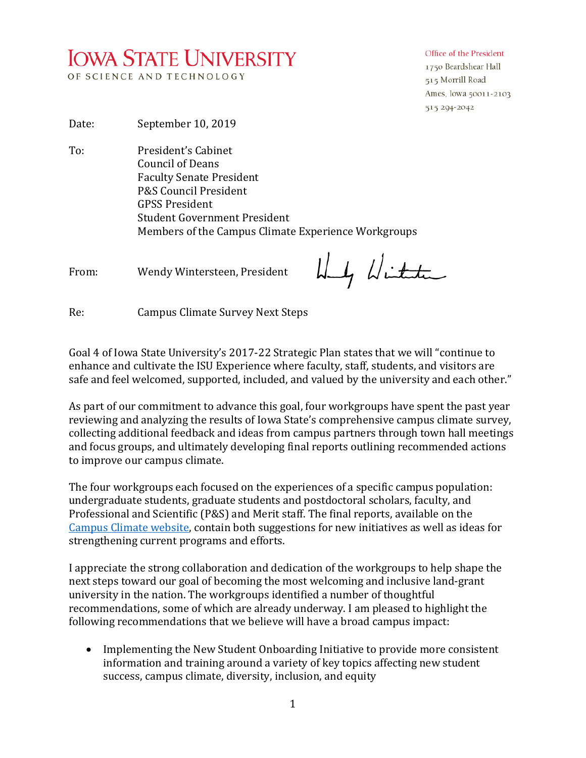**IOWA STATE UNIVERSITY**
OF SCIENCE AND TECHNOLOGY

Office of the President
1750 Beardshear Hall
515 Morrill Road
Ames, Iowa 50011-2103
515 294-2042

Date: September 10, 2019

To: President's Cabinet
Council of Deans
Faculty Senate President
P&S Council President
GPSS President
Student Government President
Members of the Campus Climate Experience Workgroups

From: Wendy Wintersteen, President

Re: Campus Climate Survey Next Steps

Goal 4 of Iowa State University's 2017-22 Strategic Plan states that we will "continue to enhance and cultivate the ISU Experience where faculty, staff, students, and visitors are safe and feel welcomed, supported, included, and valued by the university and each other."

As part of our commitment to advance this goal, four workgroups have spent the past year reviewing and analyzing the results of Iowa State's comprehensive campus climate survey, collecting additional feedback and ideas from campus partners through town hall meetings and focus groups, and ultimately developing final reports outlining recommended actions to improve our campus climate.

The four workgroups each focused on the experiences of a specific campus population: undergraduate students, graduate students and postdoctoral scholars, faculty, and Professional and Scientific (P&S) and Merit staff. The final reports, available on the Campus Climate website, contain both suggestions for new initiatives as well as ideas for strengthening current programs and efforts.

I appreciate the strong collaboration and dedication of the workgroups to help shape the next steps toward our goal of becoming the most welcoming and inclusive land-grant university in the nation. The workgroups identified a number of thoughtful recommendations, some of which are already underway. I am pleased to highlight the following recommendations that we believe will have a broad campus impact:

- Implementing the New Student Onboarding Initiative to provide more consistent information and training around a variety of key topics affecting new student success, campus climate, diversity, inclusion, and equity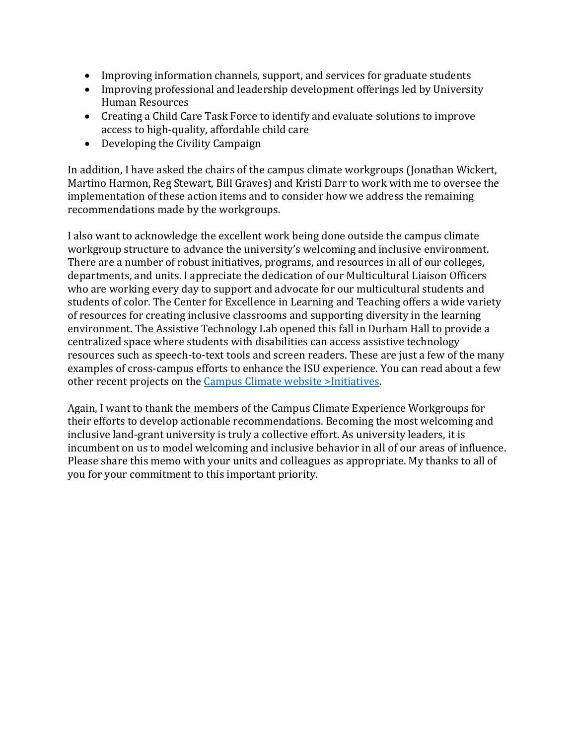- Improving information channels, support, and services for graduate students
- Improving professional and leadership development offerings led by University Human Resources
- Creating a Child Care Task Force to identify and evaluate solutions to improve access to high-quality, affordable child care
- Developing the Civility Campaign

In addition, I have asked the chairs of the campus climate workgroups (Jonathan Wickert, Martino Harmon, Reg Stewart, Bill Graves) and Kristi Darr to work with me to oversee the implementation of these action items and to consider how we address the remaining recommendations made by the workgroups.

I also want to acknowledge the excellent work being done outside the campus climate workgroup structure to advance the university's welcoming and inclusive environment. There are a number of robust initiatives, programs, and resources in all of our colleges, departments, and units. I appreciate the dedication of our Multicultural Liaison Officers who are working every day to support and advocate for our multicultural students and students of color. The Center for Excellence in Learning and Teaching offers a wide variety of resources for creating inclusive classrooms and supporting diversity in the learning environment. The Assistive Technology Lab opened this fall in Durham Hall to provide a centralized space where students with disabilities can access assistive technology resources such as speech-to-text tools and screen readers. These are just a few of the many examples of cross-campus efforts to enhance the ISU experience. You can read about a few other recent projects on the Campus Climate website >Initiatives.

Again, I want to thank the members of the Campus Climate Experience Workgroups for their efforts to develop actionable recommendations. Becoming the most welcoming and inclusive land-grant university is truly a collective effort. As university leaders, it is incumbent on us to model welcoming and inclusive behavior in all of our areas of influence. Please share this memo with your units and colleagues as appropriate. My thanks to all of you for your commitment to this important priority.